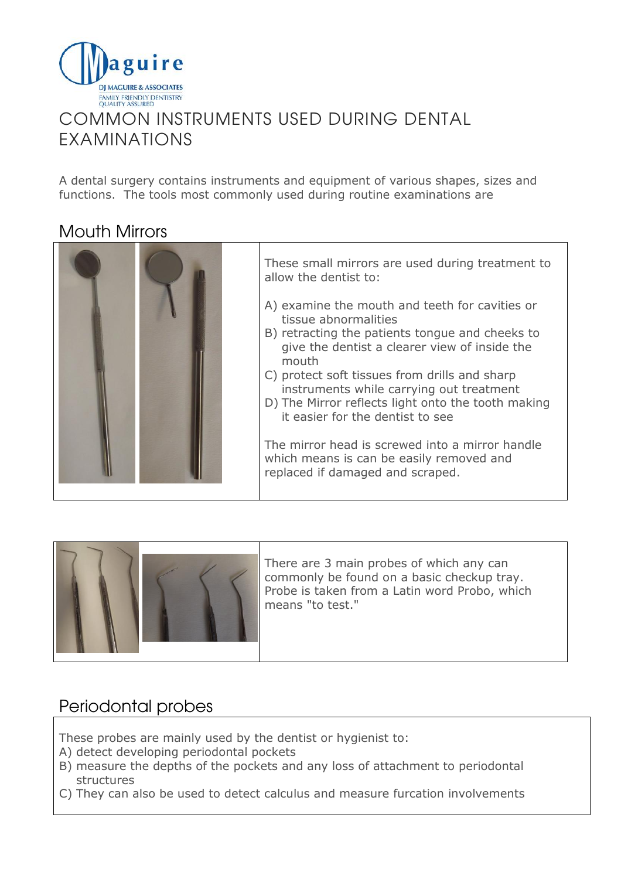Maguire

DJ MAGUIRE & ASSOCIATES
FAMILY FRIENDLY DENTISTRY
QUALITY ASSURED

# COMMON INSTRUMENTS USED DURING DENTAL EXAMINATIONS

A dental surgery contains instruments and equipment of various shapes, sizes and functions. The tools most commonly used during routine examinations are

## Mouth Mirrors

These small mirrors are used during treatment to allow the dentist to:

A) examine the mouth and teeth for cavities or tissue abnormalities
B) retracting the patients tongue and cheeks to give the dentist a clearer view of inside the mouth
C) protect soft tissues from drills and sharp instruments while carrying out treatment
D) The Mirror reflects light onto the tooth making it easier for the dentist to see

The mirror head is screwed into a mirror handle which means is can be easily removed and replaced if damaged and scraped.

There are 3 main probes of which any can commonly be found on a basic checkup tray. Probe is taken from a Latin word Probo, which means "to test."

## Periodontal probes

These probes are mainly used by the dentist or hygienist to:
A) detect developing periodontal pockets
B) measure the depths of the pockets and any loss of attachment to periodontal structures
C) They can also be used to detect calculus and measure furcation involvements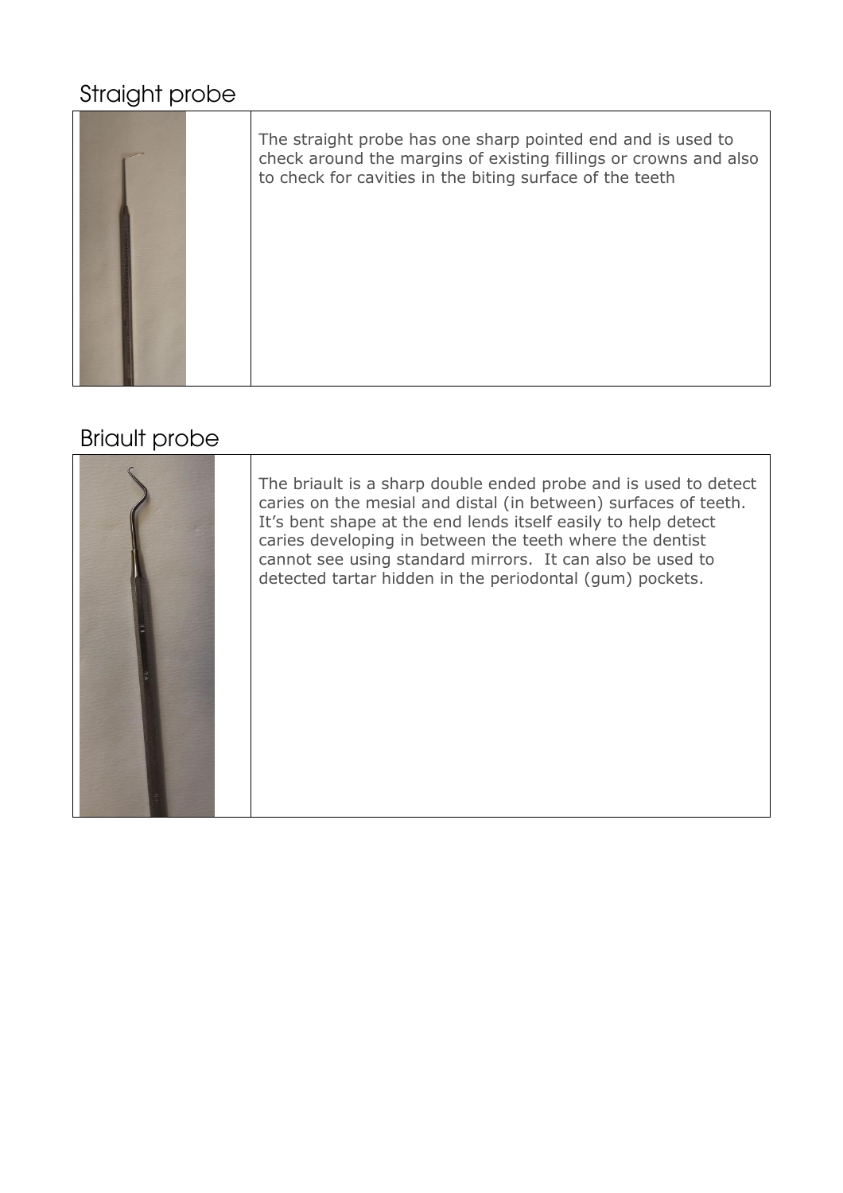## Straight probe

The straight probe has one sharp pointed end and is used to check around the margins of existing fillings or crowns and also to check for cavities in the biting surface of the teeth

## Briault probe

The briault is a sharp double ended probe and is used to detect caries on the mesial and distal (in between) surfaces of teeth. It's bent shape at the end lends itself easily to help detect caries developing in between the teeth where the dentist cannot see using standard mirrors. It can also be used to detected tartar hidden in the periodontal (gum) pockets.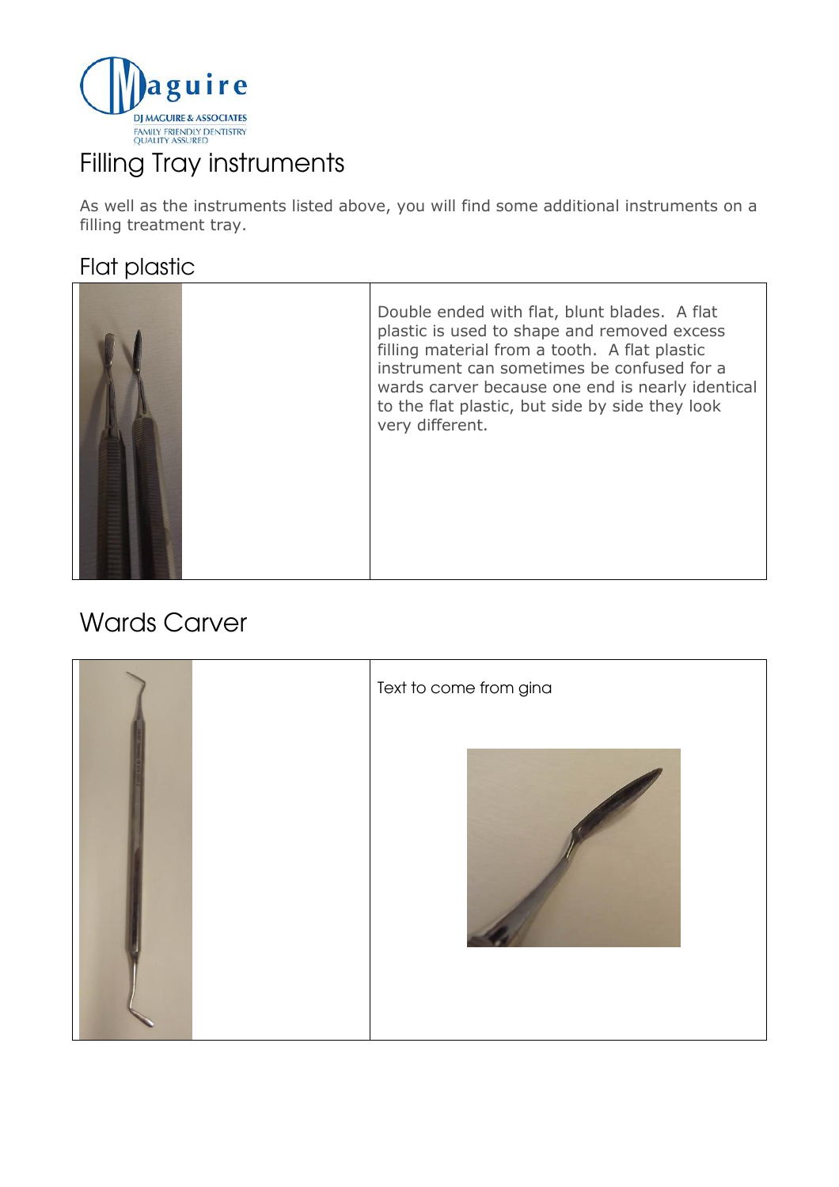# Filling Tray instruments

As well as the instruments listed above, you will find some additional instruments on a filling treatment tray.

## Flat plastic

| | |
|---|---|
| | Double ended with flat, blunt blades. A flat plastic is used to shape and removed excess filling material from a tooth. A flat plastic instrument can sometimes be confused for a wards carver because one end is nearly identical to the flat plastic, but side by side they look very different. |

## Wards Carver

| | |
|---|---|
| | Text to come from gina |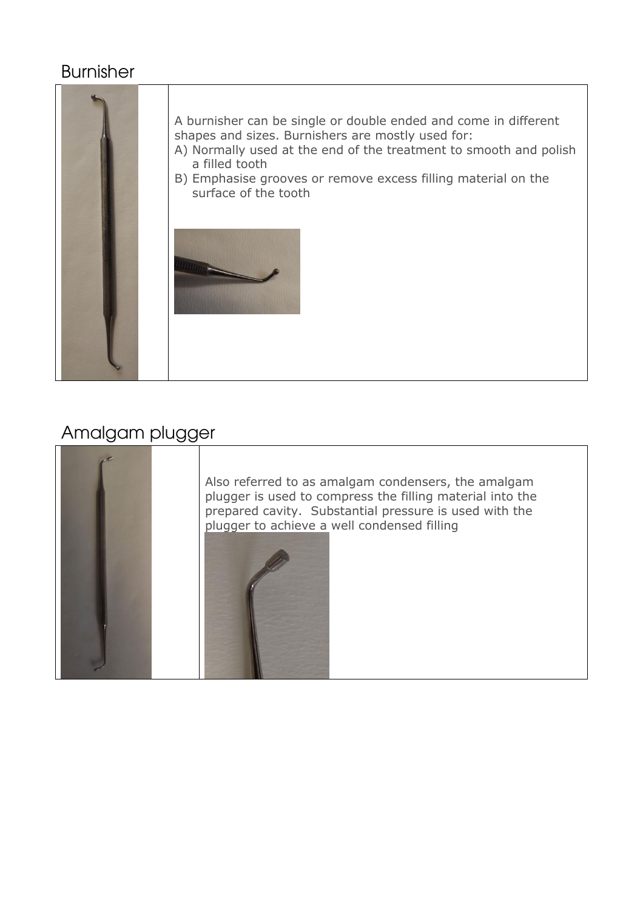## Burnisher

A burnisher can be single or double ended and come in different shapes and sizes. Burnishers are mostly used for:

A) Normally used at the end of the treatment to smooth and polish a filled tooth
B) Emphasise grooves or remove excess filling material on the surface of the tooth

## Amalgam plugger

Also referred to as amalgam condensers, the amalgam plugger is used to compress the filling material into the prepared cavity. Substantial pressure is used with the plugger to achieve a well condensed filling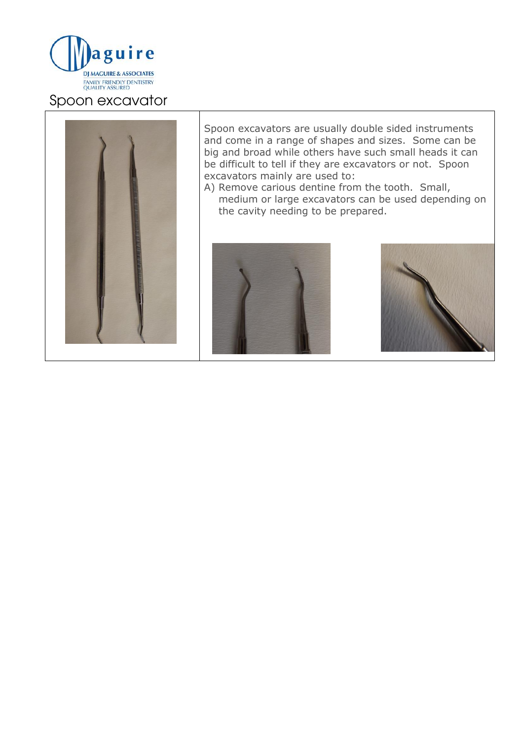# Spoon excavator

Spoon excavators are usually double sided instruments and come in a range of shapes and sizes. Some can be big and broad while others have such small heads it can be difficult to tell if they are excavators or not. Spoon excavators mainly are used to:

A) Remove carious dentine from the tooth. Small, medium or large excavators can be used depending on the cavity needing to be prepared.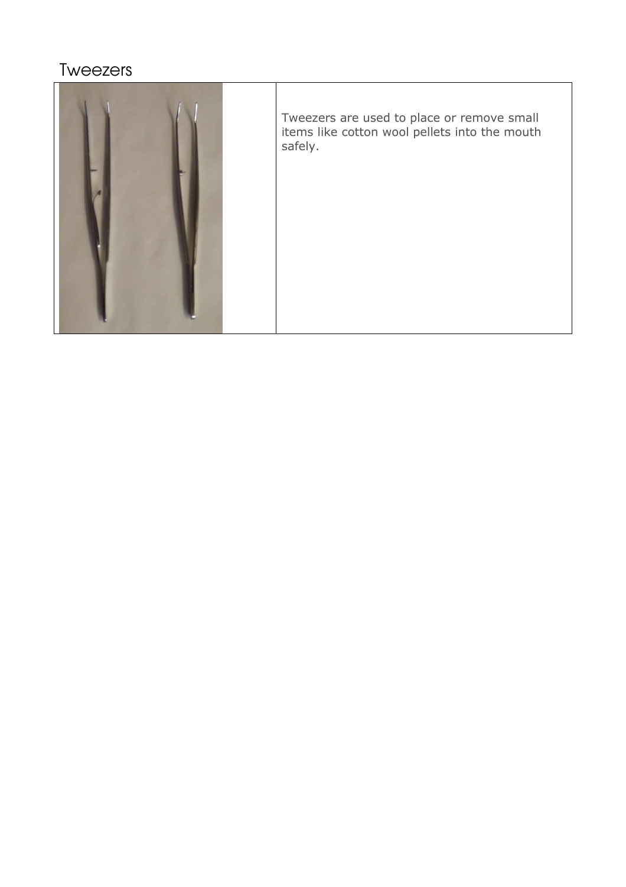# Tweezers

| | |
|---|---|
| | Tweezers are used to place or remove small items like cotton wool pellets into the mouth safely. |